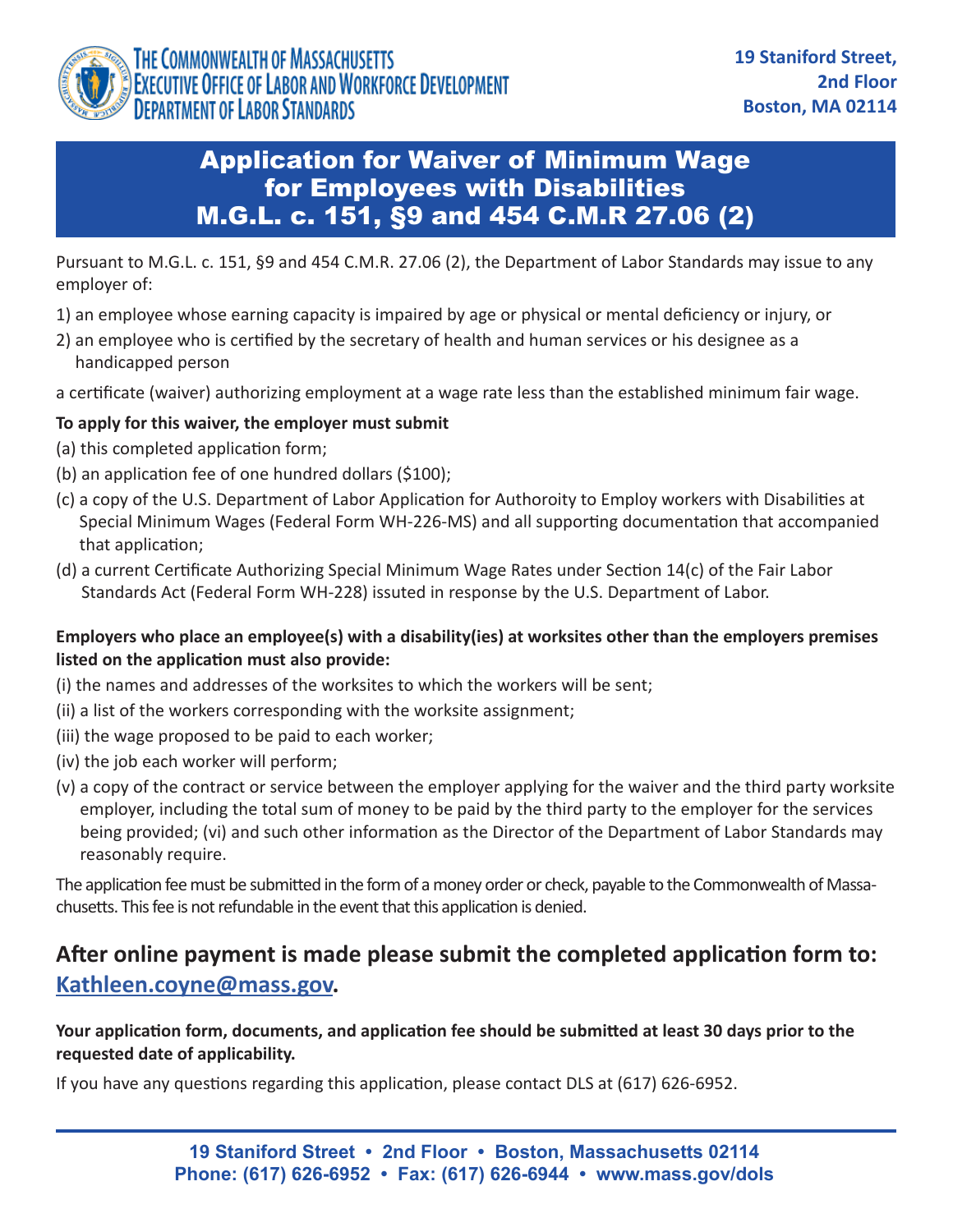The Commonwealth of Massachusetts
Executive Office of Labor and Workforce Development
Department of Labor Standards

**19 Staniford Street,**
**2nd Floor**
**Boston, MA 02114**

# Application for Waiver of Minimum Wage for Employees with Disabilities M.G.L. c. 151, §9 and 454 C.M.R 27.06 (2)

Pursuant to M.G.L. c. 151, §9 and 454 C.M.R. 27.06 (2), the Department of Labor Standards may issue to any employer of:

1) an employee whose earning capacity is impaired by age or physical or mental deficiency or injury, or
2) an employee who is certified by the secretary of health and human services or his designee as a handicapped person

a certificate (waiver) authorizing employment at a wage rate less than the established minimum fair wage.

**To apply for this waiver, the employer must submit**

(a) this completed application form;
(b) an application fee of one hundred dollars ($100);
(c) a copy of the U.S. Department of Labor Application for Authoroity to Employ workers with Disabilities at Special Minimum Wages (Federal Form WH-226-MS) and all supporting documentation that accompanied that application;
(d) a current Certificate Authorizing Special Minimum Wage Rates under Section 14(c) of the Fair Labor Standards Act (Federal Form WH-228) issued in response by the U.S. Department of Labor.

**Employers who place an employee(s) with a disability(ies) at worksites other than the employers premises listed on the application must also provide:**

(i) the names and addresses of the worksites to which the workers will be sent;
(ii) a list of the workers corresponding with the worksite assignment;
(iii) the wage proposed to be paid to each worker;
(iv) the job each worker will perform;
(v) a copy of the contract or service between the employer applying for the waiver and the third party worksite employer, including the total sum of money to be paid by the third party to the employer for the services being provided; (vi) and such other information as the Director of the Department of Labor Standards may reasonably require.

The application fee must be submitted in the form of a money order or check, payable to the Commonwealth of Massachusetts. This fee is not refundable in the event that this application is denied.

## After online payment is made please submit the completed application form to: Kathleen.coyne@mass.gov.

**Your application form, documents, and application fee should be submitted at least 30 days prior to the requested date of applicability.**

If you have any questions regarding this application, please contact DLS at (617) 626-6952.

**19 Staniford Street • 2nd Floor • Boston, Massachusetts 02114**
**Phone: (617) 626-6952 • Fax: (617) 626-6944 • www.mass.gov/dols**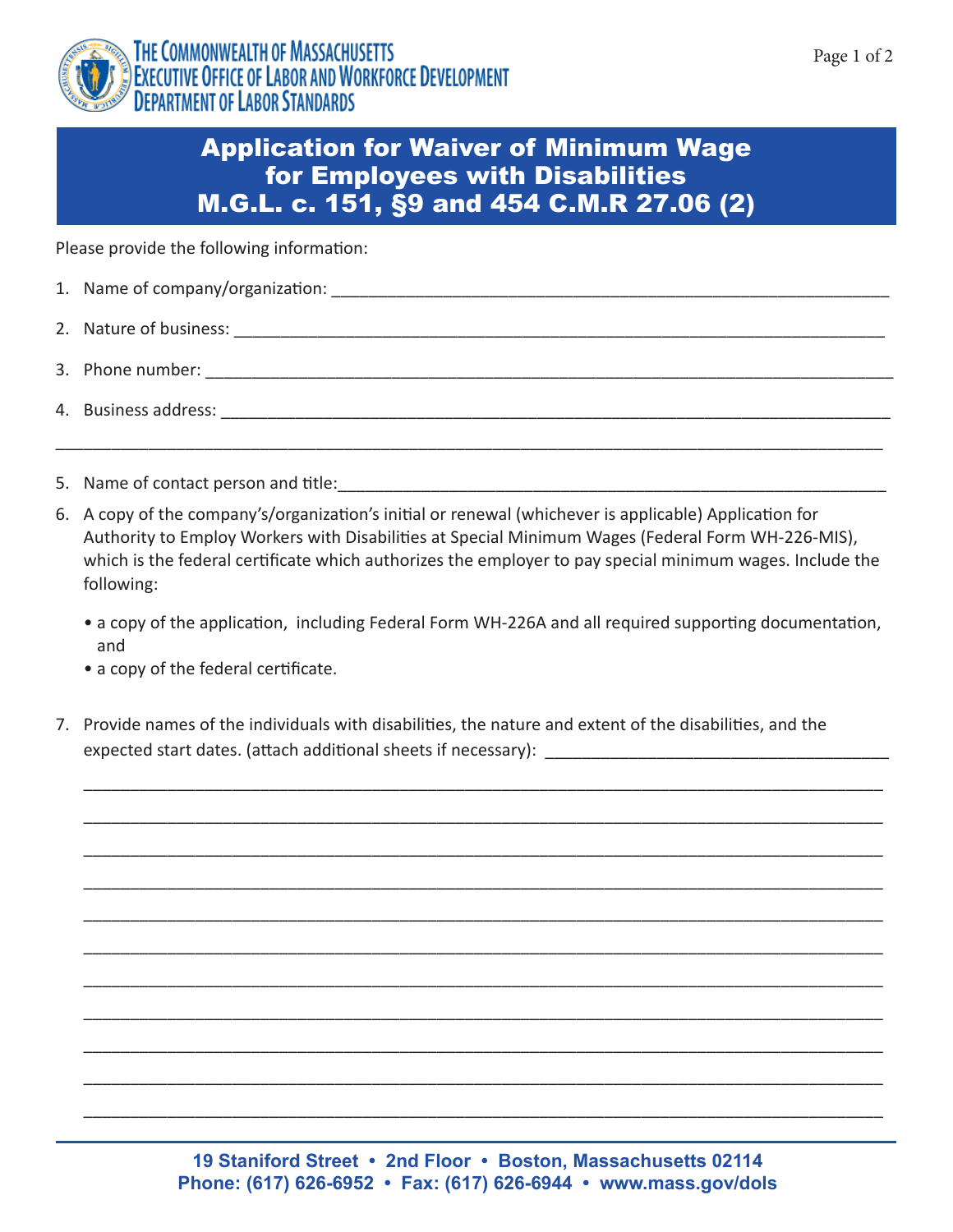The Commonwealth of Massachusetts
Executive Office of Labor and Workforce Development
Department of Labor Standards

# Application for Waiver of Minimum Wage for Employees with Disabilities M.G.L. c. 151, §9 and 454 C.M.R 27.06 (2)

Please provide the following information:

1. Name of company/organization: ___________________________________________

2. Nature of business: ___________________________________________

3. Phone number: ___________________________________________

4. Business address: ___________________________________________

___________________________________________

5. Name of contact person and title: ___________________________________________

6. A copy of the company's/organization's initial or renewal (whichever is applicable) Application for Authority to Employ Workers with Disabilities at Special Minimum Wages (Federal Form WH-226-MIS), which is the federal certificate which authorizes the employer to pay special minimum wages. Include the following:

   - a copy of the application, including Federal Form WH-226A and all required supporting documentation, and
   - a copy of the federal certificate.

7. Provide names of the individuals with disabilities, the nature and extent of the disabilities, and the expected start dates. (attach additional sheets if necessary): ___________________________________________

___________________________________________

___________________________________________

___________________________________________

___________________________________________

___________________________________________

___________________________________________

___________________________________________

___________________________________________

___________________________________________

___________________________________________

___________________________________________

19 Staniford Street • 2nd Floor • Boston, Massachusetts 02114
Phone: (617) 626-6952 • Fax: (617) 626-6944 • www.mass.gov/dols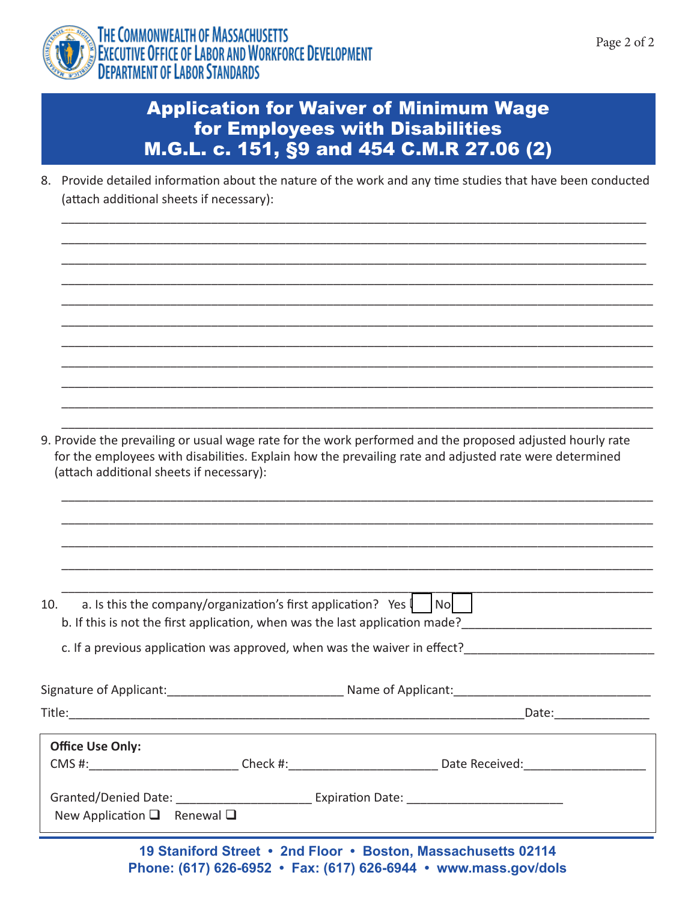THE COMMONWEALTH OF MASSACHUSETTS
EXECUTIVE OFFICE OF LABOR AND WORKFORCE DEVELOPMENT
DEPARTMENT OF LABOR STANDARDS

# Application for Waiver of Minimum Wage for Employees with Disabilities M.G.L. c. 151, §9 and 454 C.M.R 27.06 (2)

8. Provide detailed information about the nature of the work and any time studies that have been conducted (attach additional sheets if necessary):

_______________________________________________________________________________________
_______________________________________________________________________________________
_______________________________________________________________________________________
_______________________________________________________________________________________
_______________________________________________________________________________________
_______________________________________________________________________________________
_______________________________________________________________________________________
_______________________________________________________________________________________
_______________________________________________________________________________________
_______________________________________________________________________________________
_______________________________________________________________________________________

9. Provide the prevailing or usual wage rate for the work performed and the proposed adjusted hourly rate for the employees with disabilities. Explain how the prevailing rate and adjusted rate were determined (attach additional sheets if necessary):

_______________________________________________________________________________________
_______________________________________________________________________________________
_______________________________________________________________________________________
_______________________________________________________________________________________
_______________________________________________________________________________________

10. a. Is this the company/organization's first application? Yes ☐ No ☐

b. If this is not the first application, when was the last application made?____________________________

c. If a previous application was approved, when was the waiver in effect?____________________________

Signature of Applicant:__________________________ Name of Applicant:_____________________________

Title:___________________________________________________________________Date:_____________

**Office Use Only:**

CMS #:_____________________ Check #:_____________________ Date Received:_________________

Granted/Denied Date: ___________________ Expiration Date: ______________________

New Application ❑ Renewal ❑

**19 Staniford Street • 2nd Floor • Boston, Massachusetts 02114**
**Phone: (617) 626-6952 • Fax: (617) 626-6944 • www.mass.gov/dols**